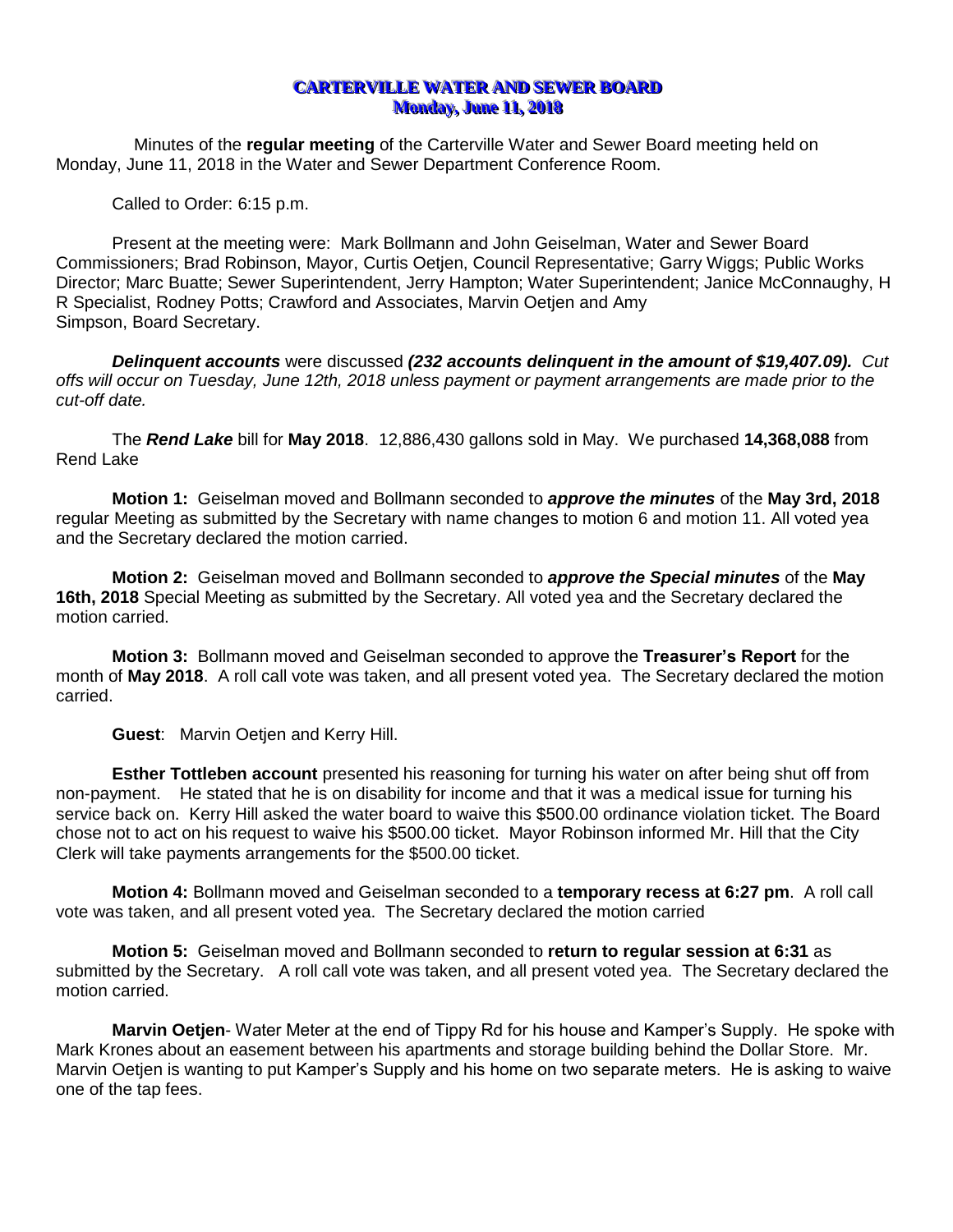# CARTERVILLE WATER AND SEWER BOARD
## Monday, June 11, 2018

Minutes of the **regular meeting** of the Carterville Water and Sewer Board meeting held on Monday, June 11, 2018 in the Water and Sewer Department Conference Room.

Called to Order: 6:15 p.m.

Present at the meeting were: Mark Bollmann and John Geiselman, Water and Sewer Board Commissioners; Brad Robinson, Mayor, Curtis Oetjen, Council Representative; Garry Wiggs; Public Works Director; Marc Buatte; Sewer Superintendent, Jerry Hampton; Water Superintendent; Janice McConnaughy, H R Specialist, Rodney Potts; Crawford and Associates, Marvin Oetjen and Amy Simpson, Board Secretary.

***Delinquent accounts*** were discussed ***(232 accounts delinquent in the amount of $19,407.09).*** *Cut offs will occur on Tuesday, June 12th, 2018 unless payment or payment arrangements are made prior to the cut-off date.*

The ***Rend Lake*** bill for **May 2018**. 12,886,430 gallons sold in May. We purchased **14,368,088** from Rend Lake

**Motion 1:** Geiselman moved and Bollmann seconded to ***approve the minutes*** of the **May 3rd, 2018** regular Meeting as submitted by the Secretary with name changes to motion 6 and motion 11. All voted yea and the Secretary declared the motion carried.

**Motion 2:** Geiselman moved and Bollmann seconded to ***approve the Special minutes*** of the **May 16th, 2018** Special Meeting as submitted by the Secretary. All voted yea and the Secretary declared the motion carried.

**Motion 3:** Bollmann moved and Geiselman seconded to approve the **Treasurer's Report** for the month of **May 2018**. A roll call vote was taken, and all present voted yea. The Secretary declared the motion carried.

**Guest**: Marvin Oetjen and Kerry Hill.

**Esther Tottleben account** presented his reasoning for turning his water on after being shut off from non-payment. He stated that he is on disability for income and that it was a medical issue for turning his service back on. Kerry Hill asked the water board to waive this $500.00 ordinance violation ticket. The Board chose not to act on his request to waive his $500.00 ticket. Mayor Robinson informed Mr. Hill that the City Clerk will take payments arrangements for the $500.00 ticket.

**Motion 4:** Bollmann moved and Geiselman seconded to a **temporary recess at 6:27 pm**. A roll call vote was taken, and all present voted yea. The Secretary declared the motion carried

**Motion 5:** Geiselman moved and Bollmann seconded to **return to regular session at 6:31** as submitted by the Secretary. A roll call vote was taken, and all present voted yea. The Secretary declared the motion carried.

**Marvin Oetjen**- Water Meter at the end of Tippy Rd for his house and Kamper's Supply. He spoke with Mark Krones about an easement between his apartments and storage building behind the Dollar Store. Mr. Marvin Oetjen is wanting to put Kamper's Supply and his home on two separate meters. He is asking to waive one of the tap fees.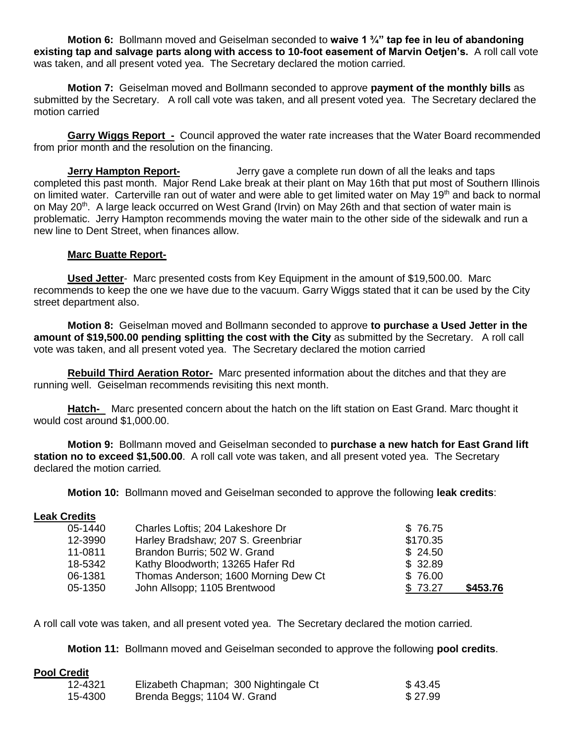**Motion 6:** Bollmann moved and Geiselman seconded to **waive 1 ¾" tap fee in leu of abandoning existing tap and salvage parts along with access to 10-foot easement of Marvin Oetjen's.** A roll call vote was taken, and all present voted yea. The Secretary declared the motion carried.

**Motion 7:** Geiselman moved and Bollmann seconded to approve **payment of the monthly bills** as submitted by the Secretary. A roll call vote was taken, and all present voted yea. The Secretary declared the motion carried

**Garry Wiggs Report -** Council approved the water rate increases that the Water Board recommended from prior month and the resolution on the financing.

**Jerry Hampton Report-** Jerry gave a complete run down of all the leaks and taps completed this past month. Major Rend Lake break at their plant on May 16th that put most of Southern Illinois on limited water. Carterville ran out of water and were able to get limited water on May 19th and back to normal on May 20th. A large leack occurred on West Grand (Irvin) on May 26th and that section of water main is problematic. Jerry Hampton recommends moving the water main to the other side of the sidewalk and run a new line to Dent Street, when finances allow.

**Marc Buatte Report-**

**Used Jetter**- Marc presented costs from Key Equipment in the amount of $19,500.00. Marc recommends to keep the one we have due to the vacuum. Garry Wiggs stated that it can be used by the City street department also.

**Motion 8:** Geiselman moved and Bollmann seconded to approve **to purchase a Used Jetter in the amount of $19,500.00 pending splitting the cost with the City** as submitted by the Secretary. A roll call vote was taken, and all present voted yea. The Secretary declared the motion carried

**Rebuild Third Aeration Rotor-** Marc presented information about the ditches and that they are running well. Geiselman recommends revisiting this next month.

**Hatch-** Marc presented concern about the hatch on the lift station on East Grand. Marc thought it would cost around $1,000.00.

**Motion 9:** Bollmann moved and Geiselman seconded to **purchase a new hatch for East Grand lift station no to exceed $1,500.00**. A roll call vote was taken, and all present voted yea. The Secretary declared the motion carried.

**Motion 10:** Bollmann moved and Geiselman seconded to approve the following **leak credits**:

**Leak Credits**

| | | | |
|---|---|---|---|
| 05-1440 | Charles Loftis; 204 Lakeshore Dr | $ 76.75 | |
| 12-3990 | Harley Bradshaw; 207 S. Greenbriar | $170.35 | |
| 11-0811 | Brandon Burris; 502 W. Grand | $ 24.50 | |
| 18-5342 | Kathy Bloodworth; 13265 Hafer Rd | $ 32.89 | |
| 06-1381 | Thomas Anderson; 1600 Morning Dew Ct | $ 76.00 | |
| 05-1350 | John Allsopp; 1105 Brentwood | $ 73.27 | **$453.76** |

A roll call vote was taken, and all present voted yea. The Secretary declared the motion carried.

**Motion 11:** Bollmann moved and Geiselman seconded to approve the following **pool credits**.

**Pool Credit**

| | | |
|---|---|---|
| 12-4321 | Elizabeth Chapman; 300 Nightingale Ct | $ 43.45 |
| 15-4300 | Brenda Beggs; 1104 W. Grand | $ 27.99 |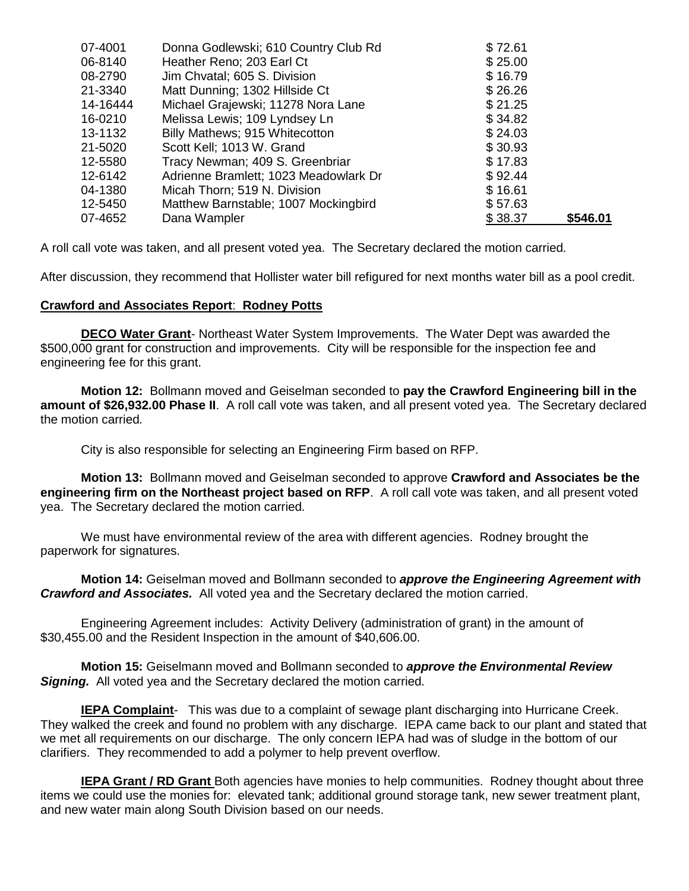| | | | |
|---|---|---|---|
| 07-4001 | Donna Godlewski; 610 Country Club Rd | $ 72.61 | |
| 06-8140 | Heather Reno; 203 Earl Ct | $ 25.00 | |
| 08-2790 | Jim Chvatal; 605 S. Division | $ 16.79 | |
| 21-3340 | Matt Dunning; 1302 Hillside Ct | $ 26.26 | |
| 14-16444 | Michael Grajewski; 11278 Nora Lane | $ 21.25 | |
| 16-0210 | Melissa Lewis; 109 Lyndsey Ln | $ 34.82 | |
| 13-1132 | Billy Mathews; 915 Whitecotton | $ 24.03 | |
| 21-5020 | Scott Kell; 1013 W. Grand | $ 30.93 | |
| 12-5580 | Tracy Newman; 409 S. Greenbriar | $ 17.83 | |
| 12-6142 | Adrienne Bramlett; 1023 Meadowlark Dr | $ 92.44 | |
| 04-1380 | Micah Thorn; 519 N. Division | $ 16.61 | |
| 12-5450 | Matthew Barnstable; 1007 Mockingbird | $ 57.63 | |
| 07-4652 | Dana Wampler | $ 38.37 | **$546.01** |

A roll call vote was taken, and all present voted yea. The Secretary declared the motion carried.

After discussion, they recommend that Hollister water bill refigured for next months water bill as a pool credit.

**Crawford and Associates Report**: **Rodney Potts**

**DECO Water Grant**- Northeast Water System Improvements. The Water Dept was awarded the $500,000 grant for construction and improvements. City will be responsible for the inspection fee and engineering fee for this grant.

**Motion 12:** Bollmann moved and Geiselman seconded to **pay the Crawford Engineering bill in the amount of $26,932.00 Phase II**. A roll call vote was taken, and all present voted yea. The Secretary declared the motion carried.

City is also responsible for selecting an Engineering Firm based on RFP.

**Motion 13:** Bollmann moved and Geiselman seconded to approve **Crawford and Associates be the engineering firm on the Northeast project based on RFP**. A roll call vote was taken, and all present voted yea. The Secretary declared the motion carried.

We must have environmental review of the area with different agencies. Rodney brought the paperwork for signatures.

**Motion 14:** Geiselman moved and Bollmann seconded to ***approve the Engineering Agreement with Crawford and Associates.*** All voted yea and the Secretary declared the motion carried.

Engineering Agreement includes: Activity Delivery (administration of grant) in the amount of $30,455.00 and the Resident Inspection in the amount of $40,606.00.

**Motion 15:** Geiselmann moved and Bollmann seconded to ***approve the Environmental Review Signing.*** All voted yea and the Secretary declared the motion carried.

**IEPA Complaint**- This was due to a complaint of sewage plant discharging into Hurricane Creek. They walked the creek and found no problem with any discharge. IEPA came back to our plant and stated that we met all requirements on our discharge. The only concern IEPA had was of sludge in the bottom of our clarifiers. They recommended to add a polymer to help prevent overflow.

**IEPA Grant / RD Grant** Both agencies have monies to help communities. Rodney thought about three items we could use the monies for: elevated tank; additional ground storage tank, new sewer treatment plant, and new water main along South Division based on our needs.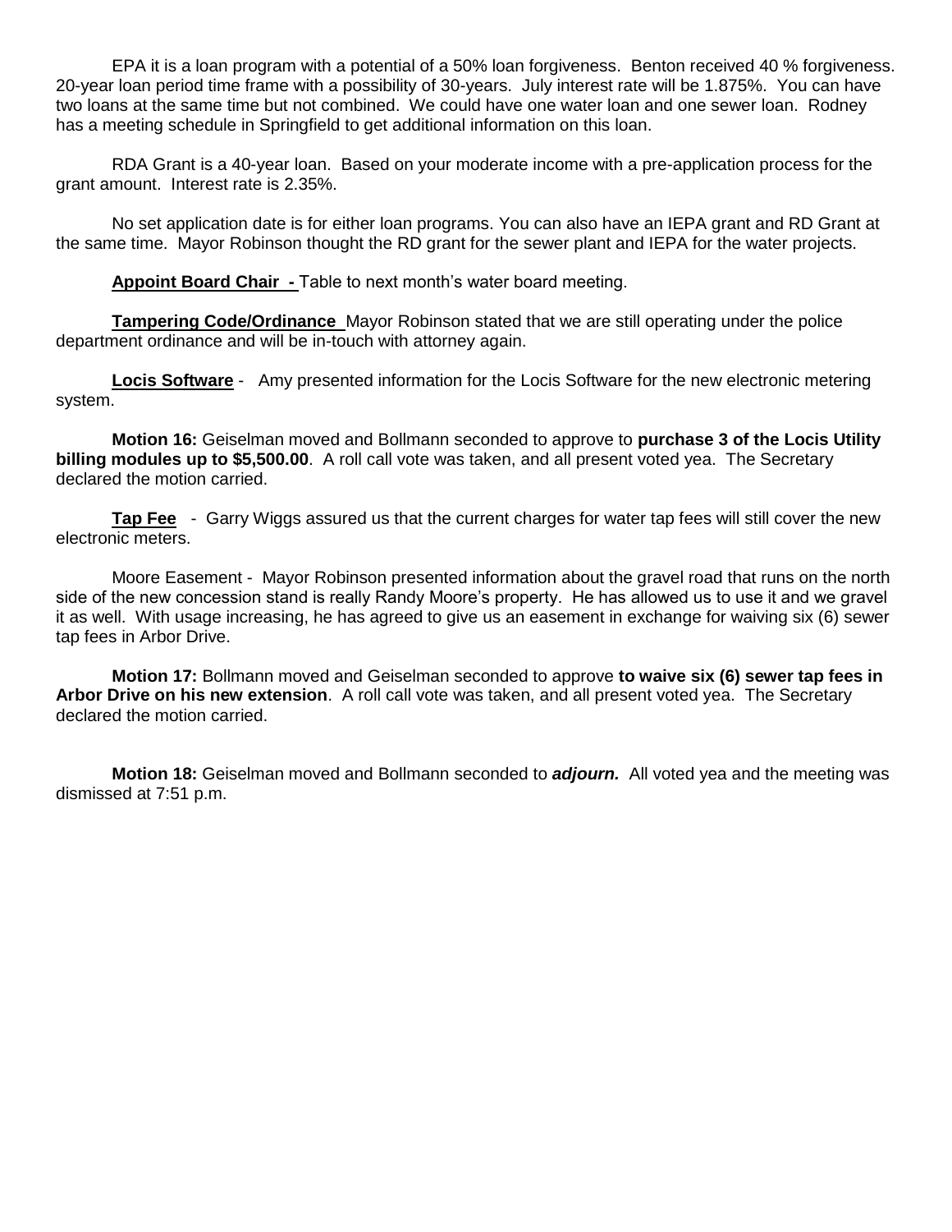EPA it is a loan program with a potential of a 50% loan forgiveness. Benton received 40 % forgiveness. 20-year loan period time frame with a possibility of 30-years. July interest rate will be 1.875%. You can have two loans at the same time but not combined. We could have one water loan and one sewer loan. Rodney has a meeting schedule in Springfield to get additional information on this loan.

RDA Grant is a 40-year loan. Based on your moderate income with a pre-application process for the grant amount. Interest rate is 2.35%.

No set application date is for either loan programs. You can also have an IEPA grant and RD Grant at the same time. Mayor Robinson thought the RD grant for the sewer plant and IEPA for the water projects.

**Appoint Board Chair -** Table to next month's water board meeting.

**Tampering Code/Ordinance** Mayor Robinson stated that we are still operating under the police department ordinance and will be in-touch with attorney again.

**Locis Software** - Amy presented information for the Locis Software for the new electronic metering system.

**Motion 16:** Geiselman moved and Bollmann seconded to approve to **purchase 3 of the Locis Utility billing modules up to $5,500.00**. A roll call vote was taken, and all present voted yea. The Secretary declared the motion carried.

**Tap Fee** - Garry Wiggs assured us that the current charges for water tap fees will still cover the new electronic meters.

Moore Easement - Mayor Robinson presented information about the gravel road that runs on the north side of the new concession stand is really Randy Moore's property. He has allowed us to use it and we gravel it as well. With usage increasing, he has agreed to give us an easement in exchange for waiving six (6) sewer tap fees in Arbor Drive.

**Motion 17:** Bollmann moved and Geiselman seconded to approve **to waive six (6) sewer tap fees in Arbor Drive on his new extension**. A roll call vote was taken, and all present voted yea. The Secretary declared the motion carried.

**Motion 18:** Geiselman moved and Bollmann seconded to ***adjourn.*** All voted yea and the meeting was dismissed at 7:51 p.m.